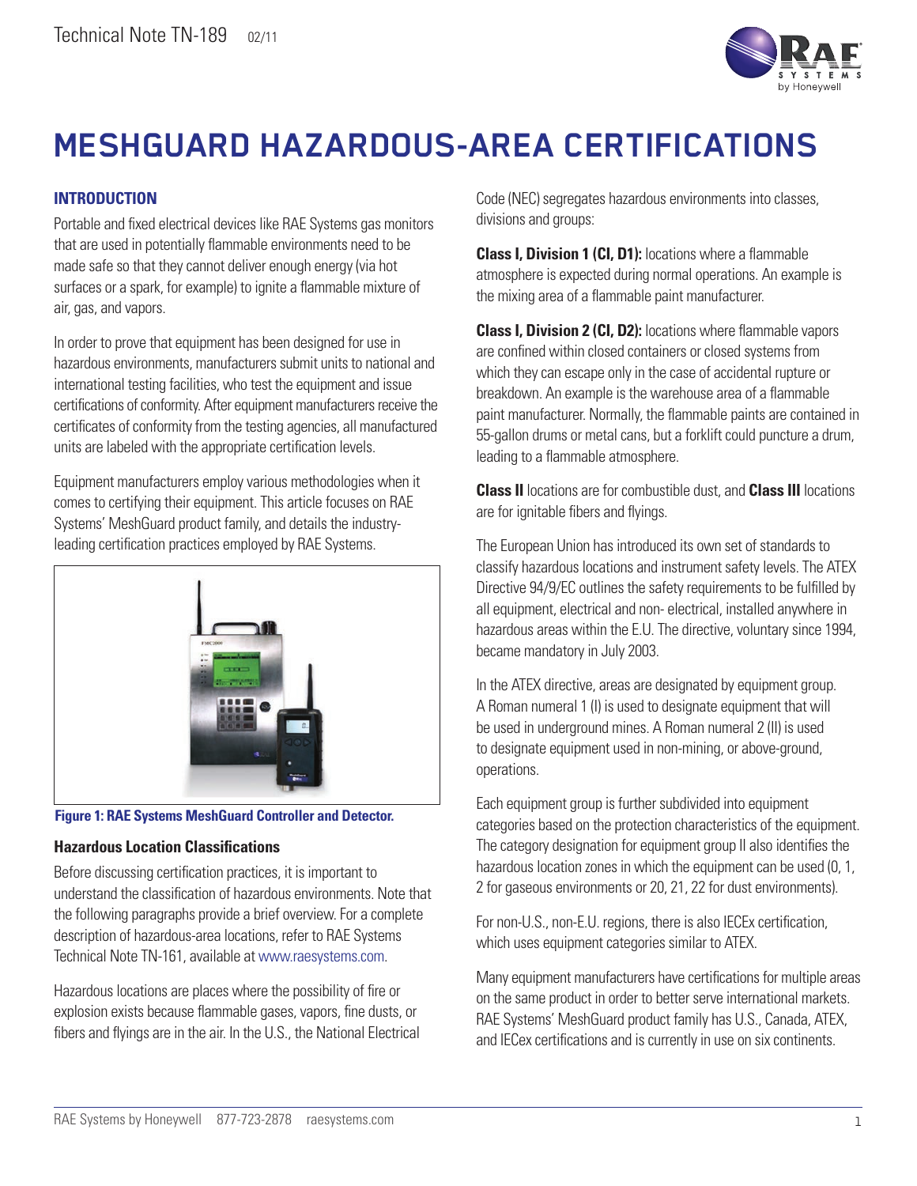# MESHGUARD HAZARDOUS-AREA CERTIFICATIONS

## INTRODUCTION

Portable and fixed electrical devices like RAE Systems gas monitors that are used in potentially flammable environments need to be made safe so that they cannot deliver enough energy (via hot surfaces or a spark, for example) to ignite a flammable mixture of air, gas, and vapors.

In order to prove that equipment has been designed for use in hazardous environments, manufacturers submit units to national and international testing facilities, who test the equipment and issue certifications of conformity. After equipment manufacturers receive the certificates of conformity from the testing agencies, all manufactured units are labeled with the appropriate certification levels.

Equipment manufacturers employ various methodologies when it comes to certifying their equipment. This article focuses on RAE Systems' MeshGuard product family, and details the industry-leading certification practices employed by RAE Systems.

**Figure 1: RAE Systems MeshGuard Controller and Detector.**

### Hazardous Location Classifications

Before discussing certification practices, it is important to understand the classification of hazardous environments. Note that the following paragraphs provide a brief overview. For a complete description of hazardous-area locations, refer to RAE Systems Technical Note TN-161, available at www.raesystems.com.

Hazardous locations are places where the possibility of fire or explosion exists because flammable gases, vapors, fine dusts, or fibers and flyings are in the air. In the U.S., the National Electrical Code (NEC) segregates hazardous environments into classes, divisions and groups:

**Class I, Division 1 (CI, D1):** locations where a flammable atmosphere is expected during normal operations. An example is the mixing area of a flammable paint manufacturer.

**Class I, Division 2 (CI, D2):** locations where flammable vapors are confined within closed containers or closed systems from which they can escape only in the case of accidental rupture or breakdown. An example is the warehouse area of a flammable paint manufacturer. Normally, the flammable paints are contained in 55-gallon drums or metal cans, but a forklift could puncture a drum, leading to a flammable atmosphere.

**Class II** locations are for combustible dust, and **Class III** locations are for ignitable fibers and flyings.

The European Union has introduced its own set of standards to classify hazardous locations and instrument safety levels. The ATEX Directive 94/9/EC outlines the safety requirements to be fulfilled by all equipment, electrical and non- electrical, installed anywhere in hazardous areas within the E.U. The directive, voluntary since 1994, became mandatory in July 2003.

In the ATEX directive, areas are designated by equipment group. A Roman numeral 1 (I) is used to designate equipment that will be used in underground mines. A Roman numeral 2 (II) is used to designate equipment used in non-mining, or above-ground, operations.

Each equipment group is further subdivided into equipment categories based on the protection characteristics of the equipment. The category designation for equipment group II also identifies the hazardous location zones in which the equipment can be used (0, 1, 2 for gaseous environments or 20, 21, 22 for dust environments).

For non-U.S., non-E.U. regions, there is also IECEx certification, which uses equipment categories similar to ATEX.

Many equipment manufacturers have certifications for multiple areas on the same product in order to better serve international markets. RAE Systems' MeshGuard product family has U.S., Canada, ATEX, and IECex certifications and is currently in use on six continents.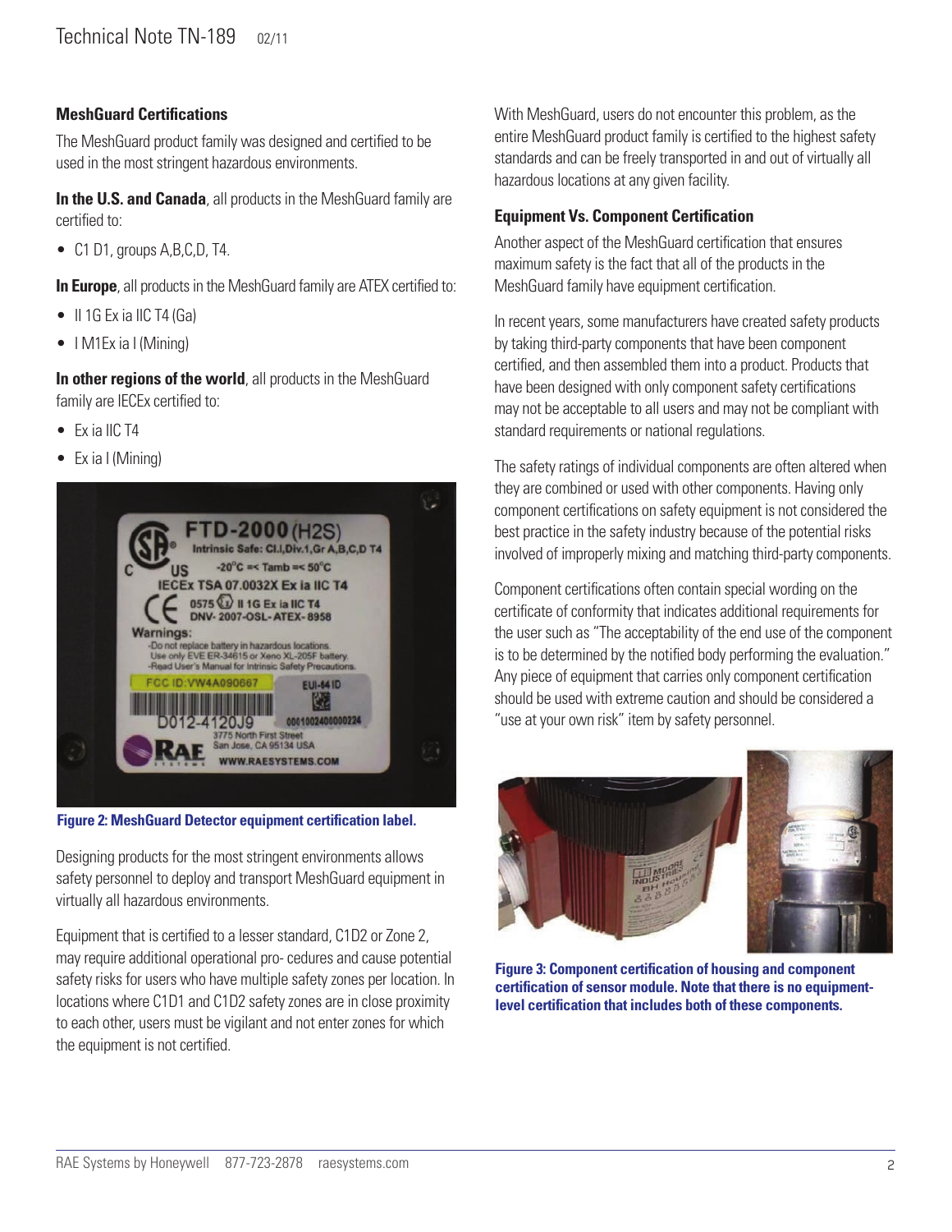### MeshGuard Certifications

The MeshGuard product family was designed and certified to be used in the most stringent hazardous environments.

**In the U.S. and Canada**, all products in the MeshGuard family are certified to:

- C1 D1, groups A,B,C,D, T4.

**In Europe**, all products in the MeshGuard family are ATEX certified to:

- II 1G Ex ia IIC T4 (Ga)
- I M1Ex ia I (Mining)

**In other regions of the world**, all products in the MeshGuard family are IECEx certified to:

- Ex ia IIC T4
- Ex ia I (Mining)

**Figure 2: MeshGuard Detector equipment certification label.**

Designing products for the most stringent environments allows safety personnel to deploy and transport MeshGuard equipment in virtually all hazardous environments.

Equipment that is certified to a lesser standard, C1D2 or Zone 2, may require additional operational pro- cedures and cause potential safety risks for users who have multiple safety zones per location. In locations where C1D1 and C1D2 safety zones are in close proximity to each other, users must be vigilant and not enter zones for which the equipment is not certified.

With MeshGuard, users do not encounter this problem, as the entire MeshGuard product family is certified to the highest safety standards and can be freely transported in and out of virtually all hazardous locations at any given facility.

### Equipment Vs. Component Certification

Another aspect of the MeshGuard certification that ensures maximum safety is the fact that all of the products in the MeshGuard family have equipment certification.

In recent years, some manufacturers have created safety products by taking third-party components that have been component certified, and then assembled them into a product. Products that have been designed with only component safety certifications may not be acceptable to all users and may not be compliant with standard requirements or national regulations.

The safety ratings of individual components are often altered when they are combined or used with other components. Having only component certifications on safety equipment is not considered the best practice in the safety industry because of the potential risks involved of improperly mixing and matching third-party components.

Component certifications often contain special wording on the certificate of conformity that indicates additional requirements for the user such as "The acceptability of the end use of the component is to be determined by the notified body performing the evaluation." Any piece of equipment that carries only component certification should be used with extreme caution and should be considered a "use at your own risk" item by safety personnel.

**Figure 3: Component certification of housing and component certification of sensor module. Note that there is no equipment-level certification that includes both of these components.**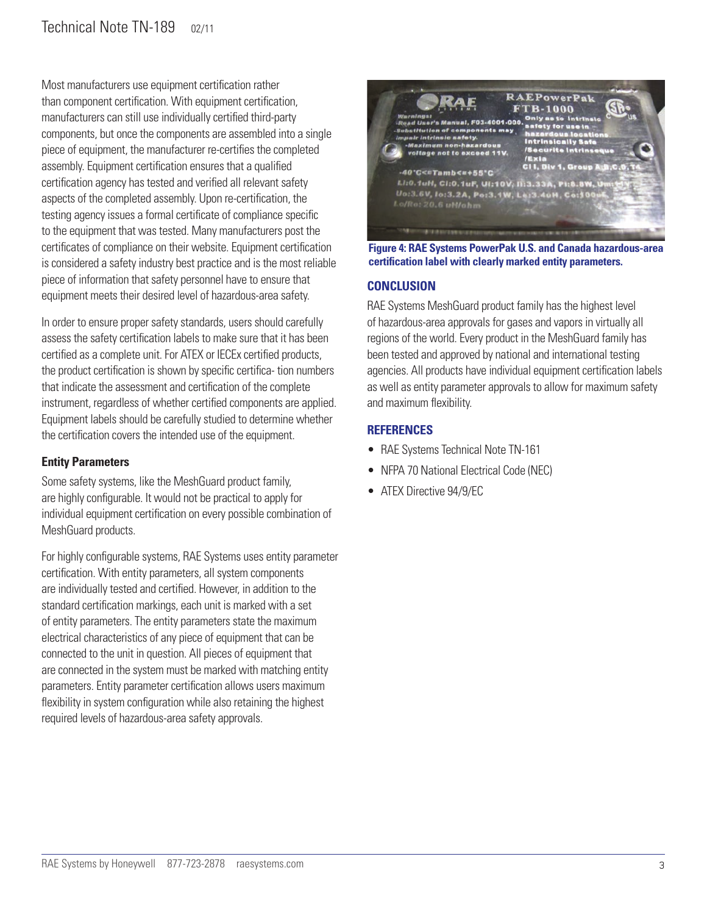Most manufacturers use equipment certification rather than component certification. With equipment certification, manufacturers can still use individually certified third-party components, but once the components are assembled into a single piece of equipment, the manufacturer re-certifies the completed assembly. Equipment certification ensures that a qualified certification agency has tested and verified all relevant safety aspects of the completed assembly. Upon re-certification, the testing agency issues a formal certificate of compliance specific to the equipment that was tested. Many manufacturers post the certificates of compliance on their website. Equipment certification is considered a safety industry best practice and is the most reliable piece of information that safety personnel have to ensure that equipment meets their desired level of hazardous-area safety.

In order to ensure proper safety standards, users should carefully assess the safety certification labels to make sure that it has been certified as a complete unit. For ATEX or IECEx certified products, the product certification is shown by specific certifica- tion numbers that indicate the assessment and certification of the complete instrument, regardless of whether certified components are applied. Equipment labels should be carefully studied to determine whether the certification covers the intended use of the equipment.

### Entity Parameters

Some safety systems, like the MeshGuard product family, are highly configurable. It would not be practical to apply for individual equipment certification on every possible combination of MeshGuard products.

For highly configurable systems, RAE Systems uses entity parameter certification. With entity parameters, all system components are individually tested and certified. However, in addition to the standard certification markings, each unit is marked with a set of entity parameters. The entity parameters state the maximum electrical characteristics of any piece of equipment that can be connected to the unit in question. All pieces of equipment that are connected in the system must be marked with matching entity parameters. Entity parameter certification allows users maximum flexibility in system configuration while also retaining the highest required levels of hazardous-area safety approvals.

**Figure 4: RAE Systems PowerPak U.S. and Canada hazardous-area certification label with clearly marked entity parameters.**

## CONCLUSION

RAE Systems MeshGuard product family has the highest level of hazardous-area approvals for gases and vapors in virtually all regions of the world. Every product in the MeshGuard family has been tested and approved by national and international testing agencies. All products have individual equipment certification labels as well as entity parameter approvals to allow for maximum safety and maximum flexibility.

## REFERENCES

- RAE Systems Technical Note TN-161
- NFPA 70 National Electrical Code (NEC)
- ATEX Directive 94/9/EC